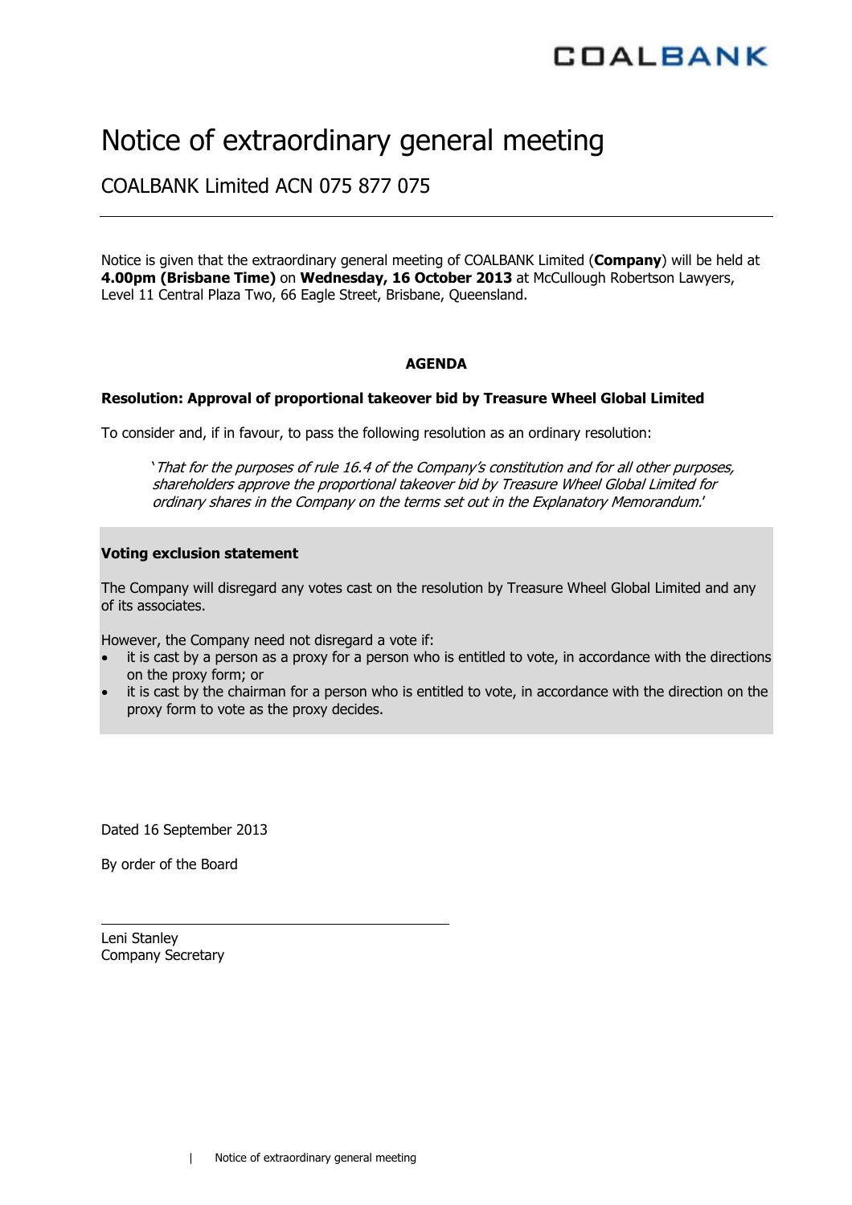# Notice of extraordinary general meeting

## COALBANK Limited ACN 075 877 075

Notice is given that the extraordinary general meeting of COALBANK Limited (**Company**) will be held at **4.00pm (Brisbane Time)** on **Wednesday, 16 October 2013** at McCullough Robertson Lawyers, Level 11 Central Plaza Two, 66 Eagle Street, Brisbane, Queensland.

**AGENDA**

**Resolution: Approval of proportional takeover bid by Treasure Wheel Global Limited**

To consider and, if in favour, to pass the following resolution as an ordinary resolution:

> '*That for the purposes of rule 16.4 of the Company's constitution and for all other purposes, shareholders approve the proportional takeover bid by Treasure Wheel Global Limited for ordinary shares in the Company on the terms set out in the Explanatory Memorandum.*'

**Voting exclusion statement**

The Company will disregard any votes cast on the resolution by Treasure Wheel Global Limited and any of its associates.

However, the Company need not disregard a vote if:

- it is cast by a person as a proxy for a person who is entitled to vote, in accordance with the directions on the proxy form; or
- it is cast by the chairman for a person who is entitled to vote, in accordance with the direction on the proxy form to vote as the proxy decides.

Dated 16 September 2013

By order of the Board

Leni Stanley
Company Secretary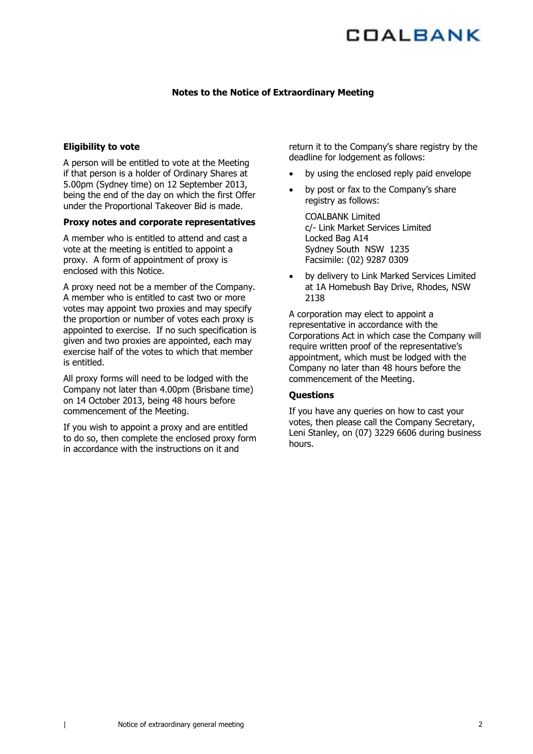## Notes to the Notice of Extraordinary Meeting

### Eligibility to vote

A person will be entitled to vote at the Meeting if that person is a holder of Ordinary Shares at 5.00pm (Sydney time) on 12 September 2013, being the end of the day on which the first Offer under the Proportional Takeover Bid is made.

### Proxy notes and corporate representatives

A member who is entitled to attend and cast a vote at the meeting is entitled to appoint a proxy. A form of appointment of proxy is enclosed with this Notice.

A proxy need not be a member of the Company. A member who is entitled to cast two or more votes may appoint two proxies and may specify the proportion or number of votes each proxy is appointed to exercise. If no such specification is given and two proxies are appointed, each may exercise half of the votes to which that member is entitled.

All proxy forms will need to be lodged with the Company not later than 4.00pm (Brisbane time) on 14 October 2013, being 48 hours before commencement of the Meeting.

If you wish to appoint a proxy and are entitled to do so, then complete the enclosed proxy form in accordance with the instructions on it and return it to the Company's share registry by the deadline for lodgement as follows:

- by using the enclosed reply paid envelope
- by post or fax to the Company's share registry as follows:

  COALBANK Limited
  c/- Link Market Services Limited
  Locked Bag A14
  Sydney South NSW 1235
  Facsimile: (02) 9287 0309

- by delivery to Link Marked Services Limited at 1A Homebush Bay Drive, Rhodes, NSW 2138

A corporation may elect to appoint a representative in accordance with the Corporations Act in which case the Company will require written proof of the representative's appointment, which must be lodged with the Company no later than 48 hours before the commencement of the Meeting.

### Questions

If you have any queries on how to cast your votes, then please call the Company Secretary, Leni Stanley, on (07) 3229 6606 during business hours.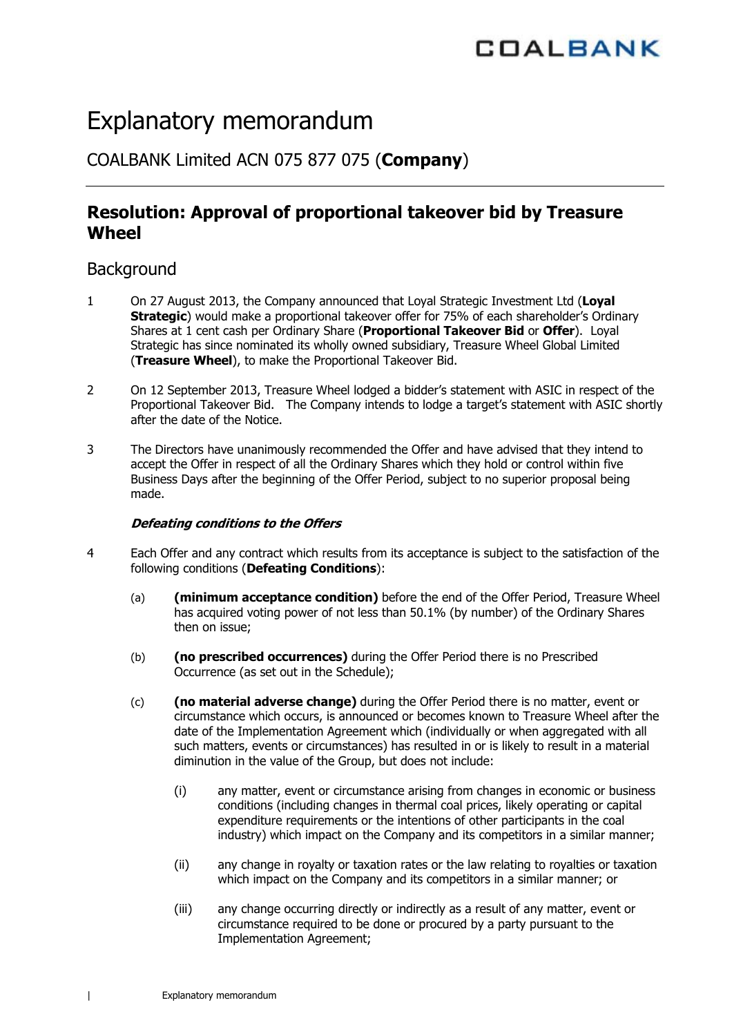# Explanatory memorandum

## COALBANK Limited ACN 075 877 075 (**Company**)

---

## Resolution: Approval of proportional takeover bid by Treasure Wheel

## Background

1 On 27 August 2013, the Company announced that Loyal Strategic Investment Ltd (**Loyal Strategic**) would make a proportional takeover offer for 75% of each shareholder's Ordinary Shares at 1 cent cash per Ordinary Share (**Proportional Takeover Bid** or **Offer**). Loyal Strategic has since nominated its wholly owned subsidiary, Treasure Wheel Global Limited (**Treasure Wheel**), to make the Proportional Takeover Bid.

2 On 12 September 2013, Treasure Wheel lodged a bidder's statement with ASIC in respect of the Proportional Takeover Bid. The Company intends to lodge a target's statement with ASIC shortly after the date of the Notice.

3 The Directors have unanimously recommended the Offer and have advised that they intend to accept the Offer in respect of all the Ordinary Shares which they hold or control within five Business Days after the beginning of the Offer Period, subject to no superior proposal being made.

***Defeating conditions to the Offers***

4 Each Offer and any contract which results from its acceptance is subject to the satisfaction of the following conditions (**Defeating Conditions**):

(a) **(minimum acceptance condition)** before the end of the Offer Period, Treasure Wheel has acquired voting power of not less than 50.1% (by number) of the Ordinary Shares then on issue;

(b) **(no prescribed occurrences)** during the Offer Period there is no Prescribed Occurrence (as set out in the Schedule);

(c) **(no material adverse change)** during the Offer Period there is no matter, event or circumstance which occurs, is announced or becomes known to Treasure Wheel after the date of the Implementation Agreement which (individually or when aggregated with all such matters, events or circumstances) has resulted in or is likely to result in a material diminution in the value of the Group, but does not include:

(i) any matter, event or circumstance arising from changes in economic or business conditions (including changes in thermal coal prices, likely operating or capital expenditure requirements or the intentions of other participants in the coal industry) which impact on the Company and its competitors in a similar manner;

(ii) any change in royalty or taxation rates or the law relating to royalties or taxation which impact on the Company and its competitors in a similar manner; or

(iii) any change occurring directly or indirectly as a result of any matter, event or circumstance required to be done or procured by a party pursuant to the Implementation Agreement;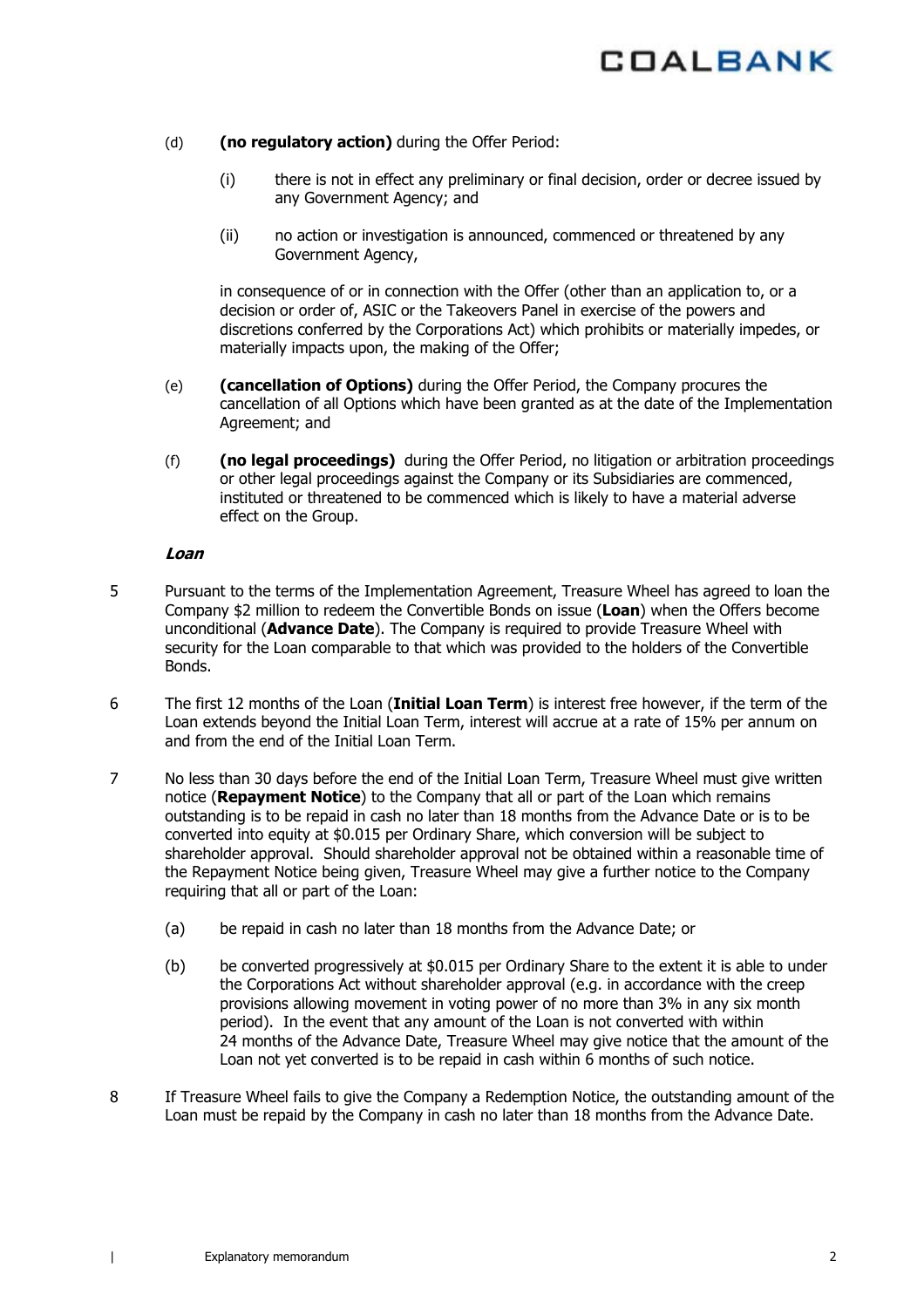(d) **(no regulatory action)** during the Offer Period:

  (i) there is not in effect any preliminary or final decision, order or decree issued by any Government Agency; and

  (ii) no action or investigation is announced, commenced or threatened by any Government Agency,

  in consequence of or in connection with the Offer (other than an application to, or a decision or order of, ASIC or the Takeovers Panel in exercise of the powers and discretions conferred by the Corporations Act) which prohibits or materially impedes, or materially impacts upon, the making of the Offer;

(e) **(cancellation of Options)** during the Offer Period, the Company procures the cancellation of all Options which have been granted as at the date of the Implementation Agreement; and

(f) **(no legal proceedings)** during the Offer Period, no litigation or arbitration proceedings or other legal proceedings against the Company or its Subsidiaries are commenced, instituted or threatened to be commenced which is likely to have a material adverse effect on the Group.

### *Loan*

5 Pursuant to the terms of the Implementation Agreement, Treasure Wheel has agreed to loan the Company $2 million to redeem the Convertible Bonds on issue (**Loan**) when the Offers become unconditional (**Advance Date**). The Company is required to provide Treasure Wheel with security for the Loan comparable to that which was provided to the holders of the Convertible Bonds.

6 The first 12 months of the Loan (**Initial Loan Term**) is interest free however, if the term of the Loan extends beyond the Initial Loan Term, interest will accrue at a rate of 15% per annum on and from the end of the Initial Loan Term.

7 No less than 30 days before the end of the Initial Loan Term, Treasure Wheel must give written notice (**Repayment Notice**) to the Company that all or part of the Loan which remains outstanding is to be repaid in cash no later than 18 months from the Advance Date or is to be converted into equity at $0.015 per Ordinary Share, which conversion will be subject to shareholder approval. Should shareholder approval not be obtained within a reasonable time of the Repayment Notice being given, Treasure Wheel may give a further notice to the Company requiring that all or part of the Loan:

  (a) be repaid in cash no later than 18 months from the Advance Date; or

  (b) be converted progressively at $0.015 per Ordinary Share to the extent it is able to under the Corporations Act without shareholder approval (e.g. in accordance with the creep provisions allowing movement in voting power of no more than 3% in any six month period). In the event that any amount of the Loan is not converted with within 24 months of the Advance Date, Treasure Wheel may give notice that the amount of the Loan not yet converted is to be repaid in cash within 6 months of such notice.

8 If Treasure Wheel fails to give the Company a Redemption Notice, the outstanding amount of the Loan must be repaid by the Company in cash no later than 18 months from the Advance Date.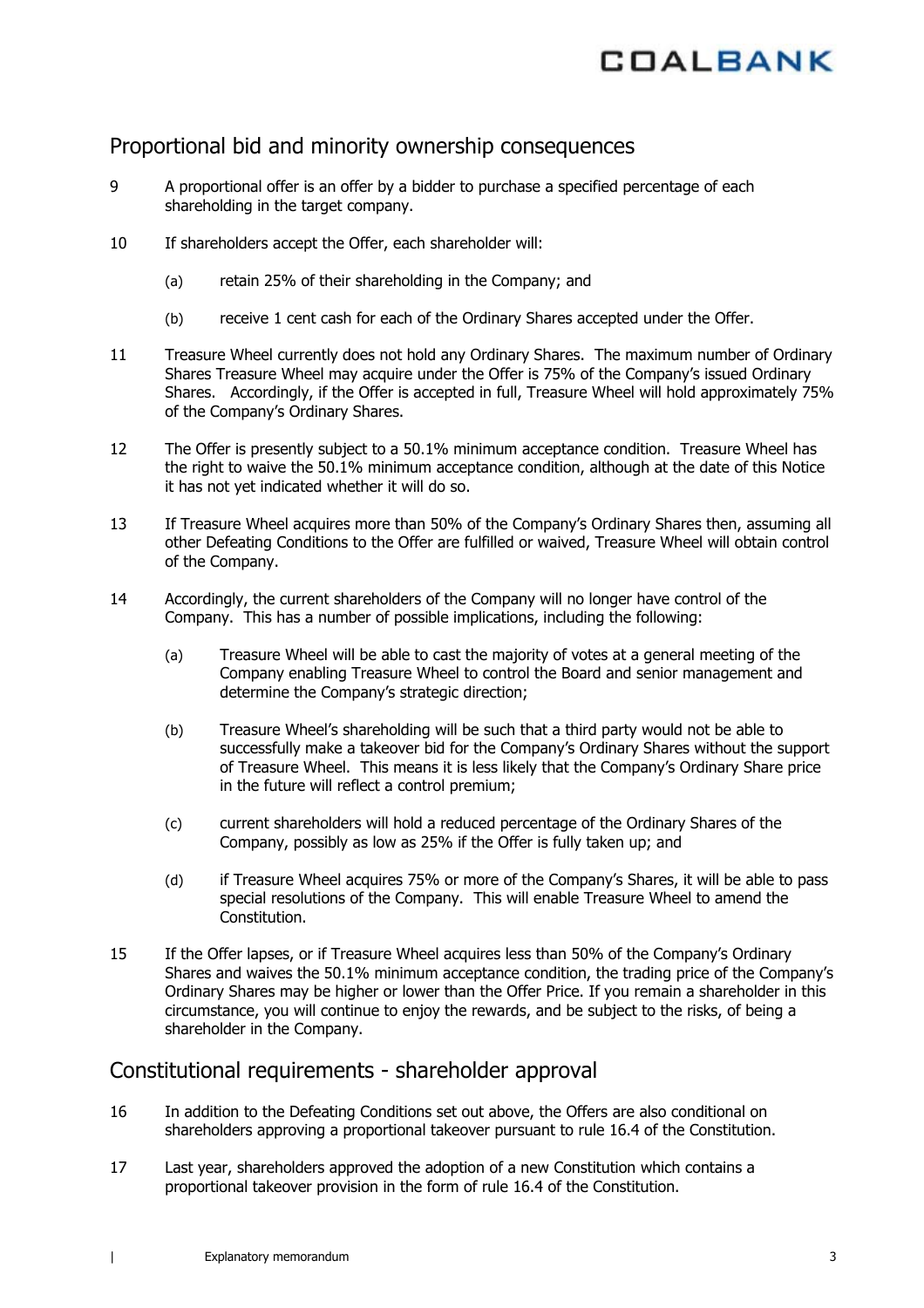## Proportional bid and minority ownership consequences

9 A proportional offer is an offer by a bidder to purchase a specified percentage of each shareholding in the target company.

10 If shareholders accept the Offer, each shareholder will:

   (a) retain 25% of their shareholding in the Company; and

   (b) receive 1 cent cash for each of the Ordinary Shares accepted under the Offer.

11 Treasure Wheel currently does not hold any Ordinary Shares. The maximum number of Ordinary Shares Treasure Wheel may acquire under the Offer is 75% of the Company's issued Ordinary Shares. Accordingly, if the Offer is accepted in full, Treasure Wheel will hold approximately 75% of the Company's Ordinary Shares.

12 The Offer is presently subject to a 50.1% minimum acceptance condition. Treasure Wheel has the right to waive the 50.1% minimum acceptance condition, although at the date of this Notice it has not yet indicated whether it will do so.

13 If Treasure Wheel acquires more than 50% of the Company's Ordinary Shares then, assuming all other Defeating Conditions to the Offer are fulfilled or waived, Treasure Wheel will obtain control of the Company.

14 Accordingly, the current shareholders of the Company will no longer have control of the Company. This has a number of possible implications, including the following:

   (a) Treasure Wheel will be able to cast the majority of votes at a general meeting of the Company enabling Treasure Wheel to control the Board and senior management and determine the Company's strategic direction;

   (b) Treasure Wheel's shareholding will be such that a third party would not be able to successfully make a takeover bid for the Company's Ordinary Shares without the support of Treasure Wheel. This means it is less likely that the Company's Ordinary Share price in the future will reflect a control premium;

   (c) current shareholders will hold a reduced percentage of the Ordinary Shares of the Company, possibly as low as 25% if the Offer is fully taken up; and

   (d) if Treasure Wheel acquires 75% or more of the Company's Shares, it will be able to pass special resolutions of the Company. This will enable Treasure Wheel to amend the Constitution.

15 If the Offer lapses, or if Treasure Wheel acquires less than 50% of the Company's Ordinary Shares and waives the 50.1% minimum acceptance condition, the trading price of the Company's Ordinary Shares may be higher or lower than the Offer Price. If you remain a shareholder in this circumstance, you will continue to enjoy the rewards, and be subject to the risks, of being a shareholder in the Company.

## Constitutional requirements - shareholder approval

16 In addition to the Defeating Conditions set out above, the Offers are also conditional on shareholders approving a proportional takeover pursuant to rule 16.4 of the Constitution.

17 Last year, shareholders approved the adoption of a new Constitution which contains a proportional takeover provision in the form of rule 16.4 of the Constitution.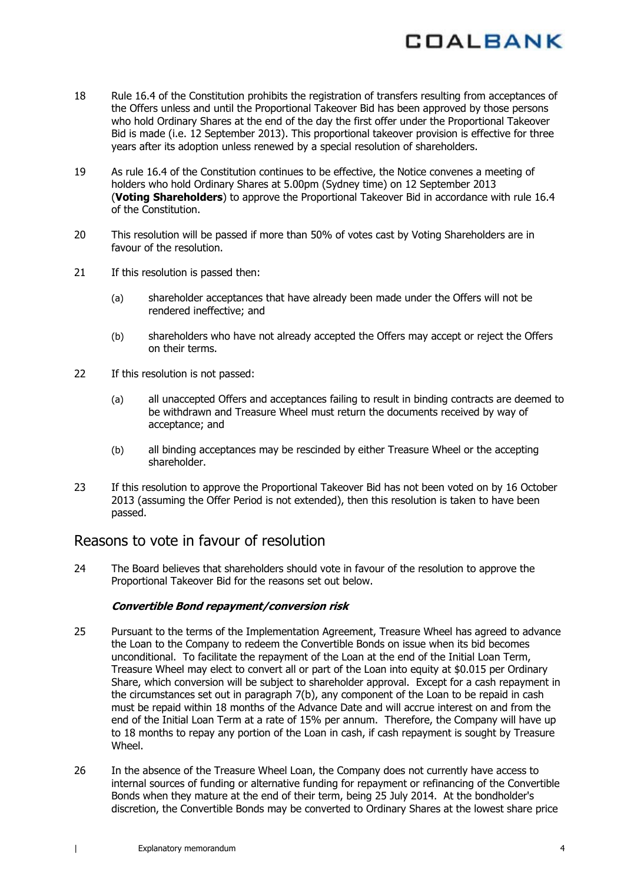18 Rule 16.4 of the Constitution prohibits the registration of transfers resulting from acceptances of the Offers unless and until the Proportional Takeover Bid has been approved by those persons who hold Ordinary Shares at the end of the day the first offer under the Proportional Takeover Bid is made (i.e. 12 September 2013). This proportional takeover provision is effective for three years after its adoption unless renewed by a special resolution of shareholders.

19 As rule 16.4 of the Constitution continues to be effective, the Notice convenes a meeting of holders who hold Ordinary Shares at 5.00pm (Sydney time) on 12 September 2013 (**Voting Shareholders**) to approve the Proportional Takeover Bid in accordance with rule 16.4 of the Constitution.

20 This resolution will be passed if more than 50% of votes cast by Voting Shareholders are in favour of the resolution.

21 If this resolution is passed then:

(a) shareholder acceptances that have already been made under the Offers will not be rendered ineffective; and

(b) shareholders who have not already accepted the Offers may accept or reject the Offers on their terms.

22 If this resolution is not passed:

(a) all unaccepted Offers and acceptances failing to result in binding contracts are deemed to be withdrawn and Treasure Wheel must return the documents received by way of acceptance; and

(b) all binding acceptances may be rescinded by either Treasure Wheel or the accepting shareholder.

23 If this resolution to approve the Proportional Takeover Bid has not been voted on by 16 October 2013 (assuming the Offer Period is not extended), then this resolution is taken to have been passed.

## Reasons to vote in favour of resolution

24 The Board believes that shareholders should vote in favour of the resolution to approve the Proportional Takeover Bid for the reasons set out below.

***Convertible Bond repayment/conversion risk***

25 Pursuant to the terms of the Implementation Agreement, Treasure Wheel has agreed to advance the Loan to the Company to redeem the Convertible Bonds on issue when its bid becomes unconditional. To facilitate the repayment of the Loan at the end of the Initial Loan Term, Treasure Wheel may elect to convert all or part of the Loan into equity at $0.015 per Ordinary Share, which conversion will be subject to shareholder approval. Except for a cash repayment in the circumstances set out in paragraph 7(b), any component of the Loan to be repaid in cash must be repaid within 18 months of the Advance Date and will accrue interest on and from the end of the Initial Loan Term at a rate of 15% per annum. Therefore, the Company will have up to 18 months to repay any portion of the Loan in cash, if cash repayment is sought by Treasure Wheel.

26 In the absence of the Treasure Wheel Loan, the Company does not currently have access to internal sources of funding or alternative funding for repayment or refinancing of the Convertible Bonds when they mature at the end of their term, being 25 July 2014. At the bondholder's discretion, the Convertible Bonds may be converted to Ordinary Shares at the lowest share price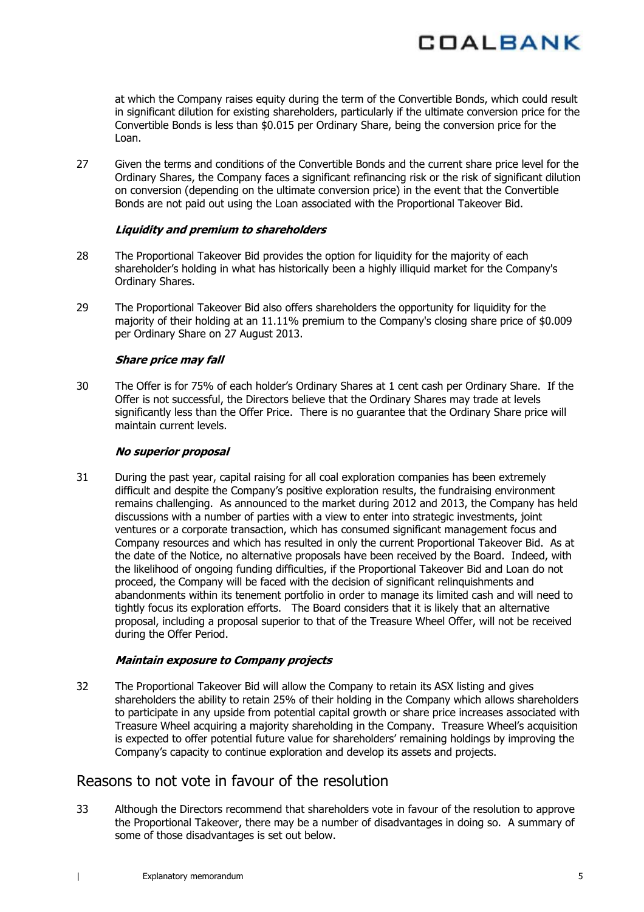at which the Company raises equity during the term of the Convertible Bonds, which could result in significant dilution for existing shareholders, particularly if the ultimate conversion price for the Convertible Bonds is less than $0.015 per Ordinary Share, being the conversion price for the Loan.

27 Given the terms and conditions of the Convertible Bonds and the current share price level for the Ordinary Shares, the Company faces a significant refinancing risk or the risk of significant dilution on conversion (depending on the ultimate conversion price) in the event that the Convertible Bonds are not paid out using the Loan associated with the Proportional Takeover Bid.

***Liquidity and premium to shareholders***

28 The Proportional Takeover Bid provides the option for liquidity for the majority of each shareholder's holding in what has historically been a highly illiquid market for the Company's Ordinary Shares.

29 The Proportional Takeover Bid also offers shareholders the opportunity for liquidity for the majority of their holding at an 11.11% premium to the Company's closing share price of $0.009 per Ordinary Share on 27 August 2013.

***Share price may fall***

30 The Offer is for 75% of each holder's Ordinary Shares at 1 cent cash per Ordinary Share. If the Offer is not successful, the Directors believe that the Ordinary Shares may trade at levels significantly less than the Offer Price. There is no guarantee that the Ordinary Share price will maintain current levels.

***No superior proposal***

31 During the past year, capital raising for all coal exploration companies has been extremely difficult and despite the Company's positive exploration results, the fundraising environment remains challenging. As announced to the market during 2012 and 2013, the Company has held discussions with a number of parties with a view to enter into strategic investments, joint ventures or a corporate transaction, which has consumed significant management focus and Company resources and which has resulted in only the current Proportional Takeover Bid. As at the date of the Notice, no alternative proposals have been received by the Board. Indeed, with the likelihood of ongoing funding difficulties, if the Proportional Takeover Bid and Loan do not proceed, the Company will be faced with the decision of significant relinquishments and abandonments within its tenement portfolio in order to manage its limited cash and will need to tightly focus its exploration efforts. The Board considers that it is likely that an alternative proposal, including a proposal superior to that of the Treasure Wheel Offer, will not be received during the Offer Period.

***Maintain exposure to Company projects***

32 The Proportional Takeover Bid will allow the Company to retain its ASX listing and gives shareholders the ability to retain 25% of their holding in the Company which allows shareholders to participate in any upside from potential capital growth or share price increases associated with Treasure Wheel acquiring a majority shareholding in the Company. Treasure Wheel's acquisition is expected to offer potential future value for shareholders' remaining holdings by improving the Company's capacity to continue exploration and develop its assets and projects.

## Reasons to not vote in favour of the resolution

33 Although the Directors recommend that shareholders vote in favour of the resolution to approve the Proportional Takeover, there may be a number of disadvantages in doing so. A summary of some of those disadvantages is set out below.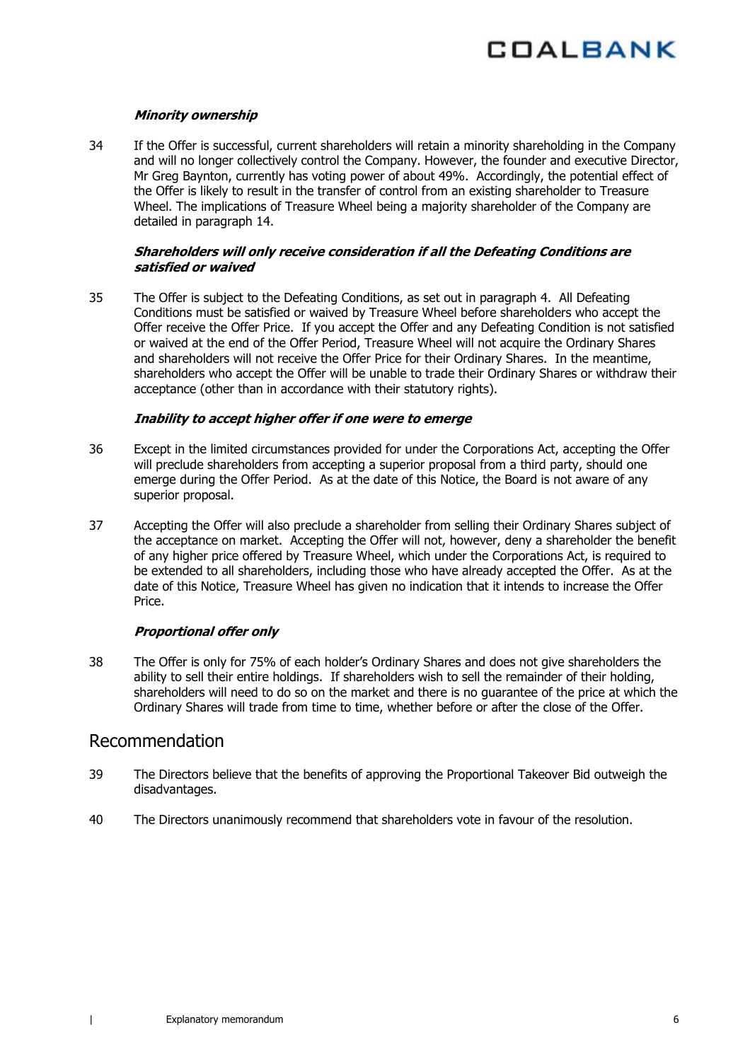***Minority ownership***

34 If the Offer is successful, current shareholders will retain a minority shareholding in the Company and will no longer collectively control the Company. However, the founder and executive Director, Mr Greg Baynton, currently has voting power of about 49%. Accordingly, the potential effect of the Offer is likely to result in the transfer of control from an existing shareholder to Treasure Wheel. The implications of Treasure Wheel being a majority shareholder of the Company are detailed in paragraph 14.

***Shareholders will only receive consideration if all the Defeating Conditions are satisfied or waived***

35 The Offer is subject to the Defeating Conditions, as set out in paragraph 4. All Defeating Conditions must be satisfied or waived by Treasure Wheel before shareholders who accept the Offer receive the Offer Price. If you accept the Offer and any Defeating Condition is not satisfied or waived at the end of the Offer Period, Treasure Wheel will not acquire the Ordinary Shares and shareholders will not receive the Offer Price for their Ordinary Shares. In the meantime, shareholders who accept the Offer will be unable to trade their Ordinary Shares or withdraw their acceptance (other than in accordance with their statutory rights).

***Inability to accept higher offer if one were to emerge***

36 Except in the limited circumstances provided for under the Corporations Act, accepting the Offer will preclude shareholders from accepting a superior proposal from a third party, should one emerge during the Offer Period. As at the date of this Notice, the Board is not aware of any superior proposal.

37 Accepting the Offer will also preclude a shareholder from selling their Ordinary Shares subject of the acceptance on market. Accepting the Offer will not, however, deny a shareholder the benefit of any higher price offered by Treasure Wheel, which under the Corporations Act, is required to be extended to all shareholders, including those who have already accepted the Offer. As at the date of this Notice, Treasure Wheel has given no indication that it intends to increase the Offer Price.

***Proportional offer only***

38 The Offer is only for 75% of each holder's Ordinary Shares and does not give shareholders the ability to sell their entire holdings. If shareholders wish to sell the remainder of their holding, shareholders will need to do so on the market and there is no guarantee of the price at which the Ordinary Shares will trade from time to time, whether before or after the close of the Offer.

## Recommendation

39 The Directors believe that the benefits of approving the Proportional Takeover Bid outweigh the disadvantages.

40 The Directors unanimously recommend that shareholders vote in favour of the resolution.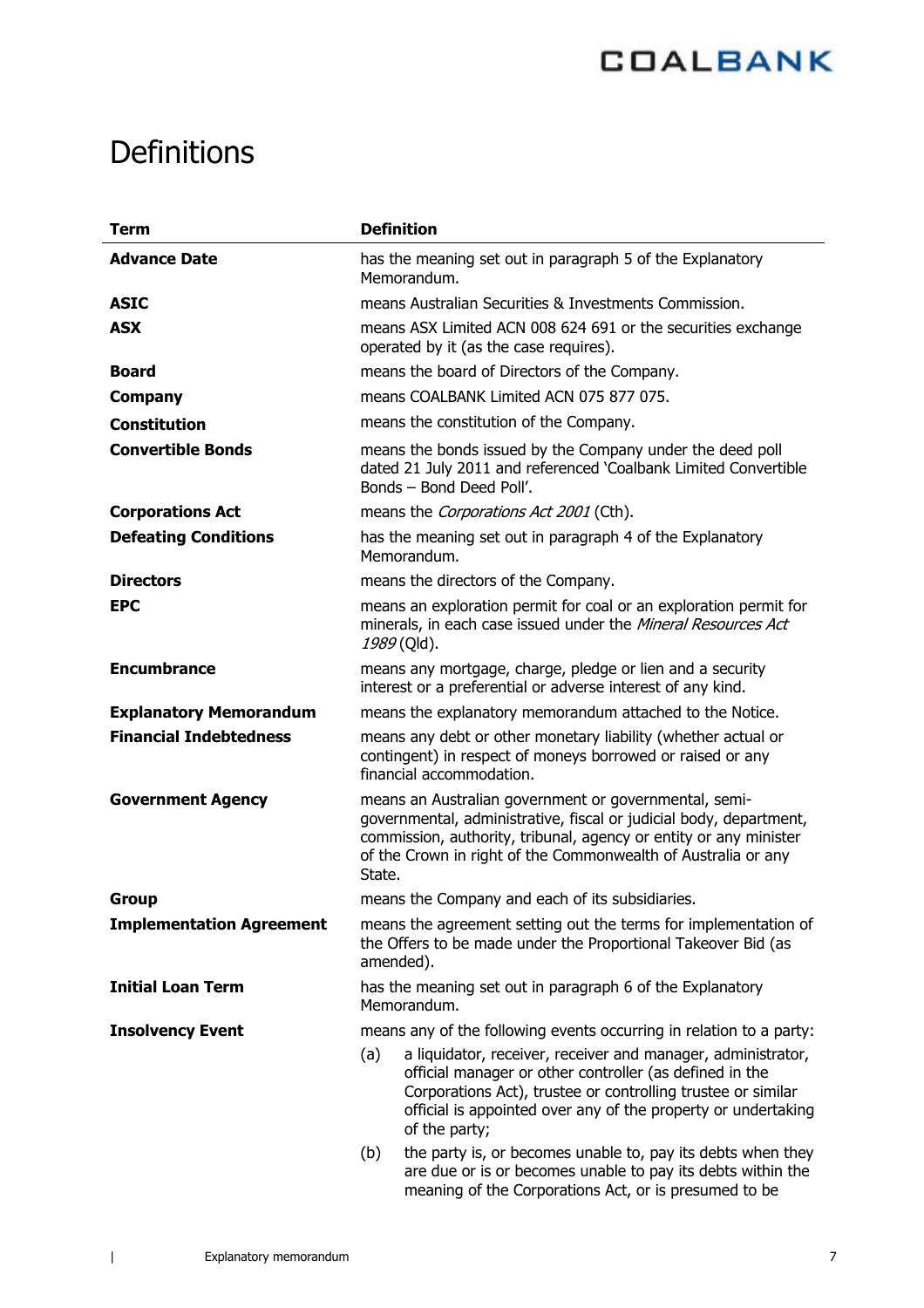# Definitions

| Term | Definition |
|---|---|
| **Advance Date** | has the meaning set out in paragraph 5 of the Explanatory Memorandum. |
| **ASIC** | means Australian Securities & Investments Commission. |
| **ASX** | means ASX Limited ACN 008 624 691 or the securities exchange operated by it (as the case requires). |
| **Board** | means the board of Directors of the Company. |
| **Company** | means COALBANK Limited ACN 075 877 075. |
| **Constitution** | means the constitution of the Company. |
| **Convertible Bonds** | means the bonds issued by the Company under the deed poll dated 21 July 2011 and referenced 'Coalbank Limited Convertible Bonds – Bond Deed Poll'. |
| **Corporations Act** | means the *Corporations Act 2001* (Cth). |
| **Defeating Conditions** | has the meaning set out in paragraph 4 of the Explanatory Memorandum. |
| **Directors** | means the directors of the Company. |
| **EPC** | means an exploration permit for coal or an exploration permit for minerals, in each case issued under the *Mineral Resources Act 1989* (Qld). |
| **Encumbrance** | means any mortgage, charge, pledge or lien and a security interest or a preferential or adverse interest of any kind. |
| **Explanatory Memorandum** | means the explanatory memorandum attached to the Notice. |
| **Financial Indebtedness** | means any debt or other monetary liability (whether actual or contingent) in respect of moneys borrowed or raised or any financial accommodation. |
| **Government Agency** | means an Australian government or governmental, semi-governmental, administrative, fiscal or judicial body, department, commission, authority, tribunal, agency or entity or any minister of the Crown in right of the Commonwealth of Australia or any State. |
| **Group** | means the Company and each of its subsidiaries. |
| **Implementation Agreement** | means the agreement setting out the terms for implementation of the Offers to be made under the Proportional Takeover Bid (as amended). |
| **Initial Loan Term** | has the meaning set out in paragraph 6 of the Explanatory Memorandum. |
| **Insolvency Event** | means any of the following events occurring in relation to a party:<br>(a) a liquidator, receiver, receiver and manager, administrator, official manager or other controller (as defined in the Corporations Act), trustee or controlling trustee or similar official is appointed over any of the property or undertaking of the party;<br>(b) the party is, or becomes unable to, pay its debts when they are due or is or becomes unable to pay its debts within the meaning of the Corporations Act, or is presumed to be |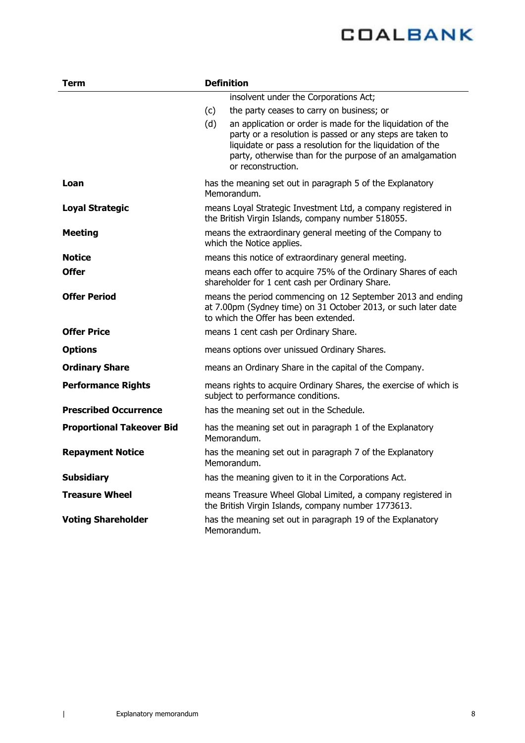| Term | Definition |
|---|---|
| | insolvent under the Corporations Act;<br>(c) the party ceases to carry on business; or<br>(d) an application or order is made for the liquidation of the party or a resolution is passed or any steps are taken to liquidate or pass a resolution for the liquidation of the party, otherwise than for the purpose of an amalgamation or reconstruction. |
| **Loan** | has the meaning set out in paragraph 5 of the Explanatory Memorandum. |
| **Loyal Strategic** | means Loyal Strategic Investment Ltd, a company registered in the British Virgin Islands, company number 518055. |
| **Meeting** | means the extraordinary general meeting of the Company to which the Notice applies. |
| **Notice** | means this notice of extraordinary general meeting. |
| **Offer** | means each offer to acquire 75% of the Ordinary Shares of each shareholder for 1 cent cash per Ordinary Share. |
| **Offer Period** | means the period commencing on 12 September 2013 and ending at 7.00pm (Sydney time) on 31 October 2013, or such later date to which the Offer has been extended. |
| **Offer Price** | means 1 cent cash per Ordinary Share. |
| **Options** | means options over unissued Ordinary Shares. |
| **Ordinary Share** | means an Ordinary Share in the capital of the Company. |
| **Performance Rights** | means rights to acquire Ordinary Shares, the exercise of which is subject to performance conditions. |
| **Prescribed Occurrence** | has the meaning set out in the Schedule. |
| **Proportional Takeover Bid** | has the meaning set out in paragraph 1 of the Explanatory Memorandum. |
| **Repayment Notice** | has the meaning set out in paragraph 7 of the Explanatory Memorandum. |
| **Subsidiary** | has the meaning given to it in the Corporations Act. |
| **Treasure Wheel** | means Treasure Wheel Global Limited, a company registered in the British Virgin Islands, company number 1773613. |
| **Voting Shareholder** | has the meaning set out in paragraph 19 of the Explanatory Memorandum. |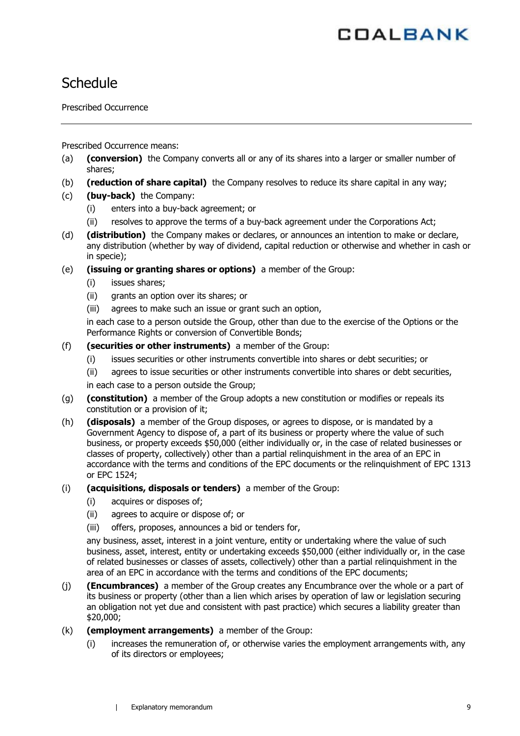# Schedule

Prescribed Occurrence

---

Prescribed Occurrence means:

(a) **(conversion)** the Company converts all or any of its shares into a larger or smaller number of shares;

(b) **(reduction of share capital)** the Company resolves to reduce its share capital in any way;

(c) **(buy-back)** the Company:

  (i) enters into a buy-back agreement; or

  (ii) resolves to approve the terms of a buy-back agreement under the Corporations Act;

(d) **(distribution)** the Company makes or declares, or announces an intention to make or declare, any distribution (whether by way of dividend, capital reduction or otherwise and whether in cash or in specie);

(e) **(issuing or granting shares or options)** a member of the Group:

  (i) issues shares;

  (ii) grants an option over its shares; or

  (iii) agrees to make such an issue or grant such an option,

  in each case to a person outside the Group, other than due to the exercise of the Options or the Performance Rights or conversion of Convertible Bonds;

(f) **(securities or other instruments)** a member of the Group:

  (i) issues securities or other instruments convertible into shares or debt securities; or

  (ii) agrees to issue securities or other instruments convertible into shares or debt securities,

  in each case to a person outside the Group;

(g) **(constitution)** a member of the Group adopts a new constitution or modifies or repeals its constitution or a provision of it;

(h) **(disposals)** a member of the Group disposes, or agrees to dispose, or is mandated by a Government Agency to dispose of, a part of its business or property where the value of such business, or property exceeds $50,000 (either individually or, in the case of related businesses or classes of property, collectively) other than a partial relinquishment in the area of an EPC in accordance with the terms and conditions of the EPC documents or the relinquishment of EPC 1313 or EPC 1524;

(i) **(acquisitions, disposals or tenders)** a member of the Group:

  (i) acquires or disposes of;

  (ii) agrees to acquire or dispose of; or

  (iii) offers, proposes, announces a bid or tenders for,

  any business, asset, interest in a joint venture, entity or undertaking where the value of such business, asset, interest, entity or undertaking exceeds $50,000 (either individually or, in the case of related businesses or classes of assets, collectively) other than a partial relinquishment in the area of an EPC in accordance with the terms and conditions of the EPC documents;

(j) **(Encumbrances)** a member of the Group creates any Encumbrance over the whole or a part of its business or property (other than a lien which arises by operation of law or legislation securing an obligation not yet due and consistent with past practice) which secures a liability greater than $20,000;

(k) **(employment arrangements)** a member of the Group:

  (i) increases the remuneration of, or otherwise varies the employment arrangements with, any of its directors or employees;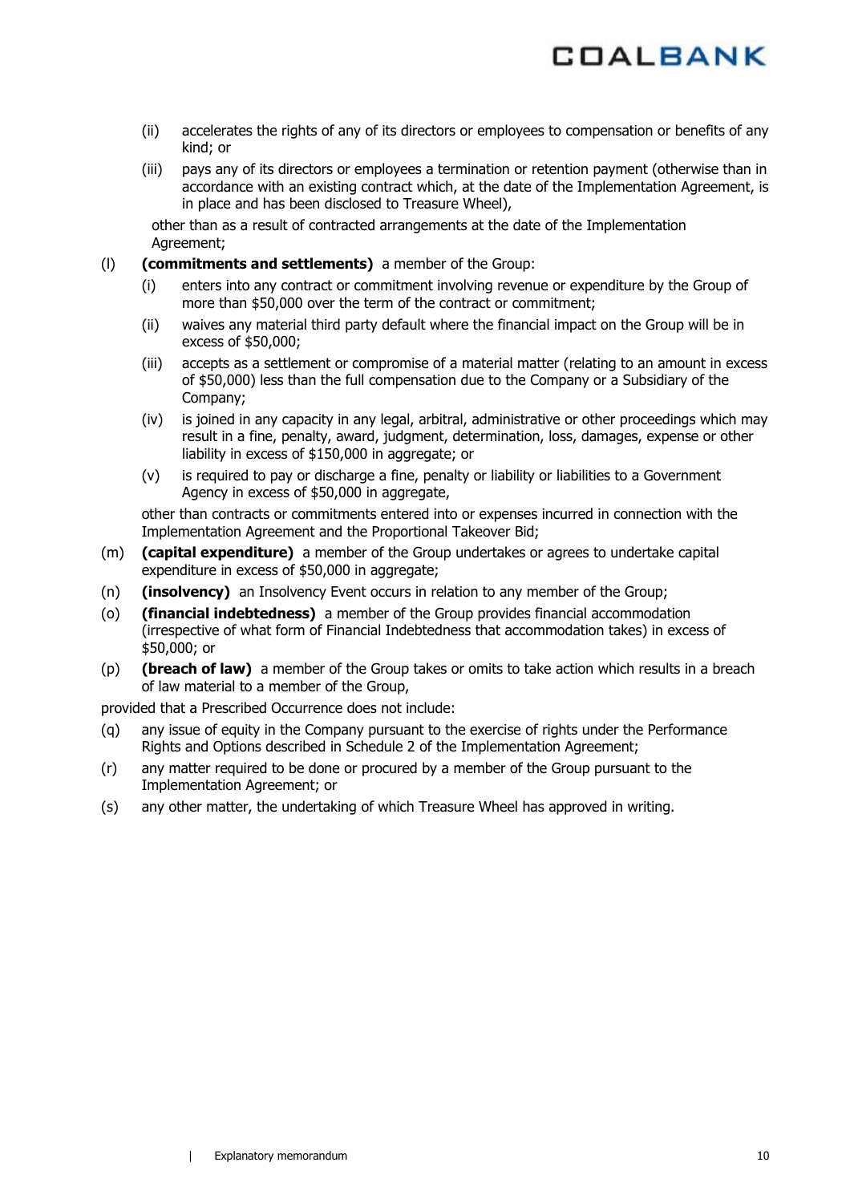(ii) accelerates the rights of any of its directors or employees to compensation or benefits of any kind; or

(iii) pays any of its directors or employees a termination or retention payment (otherwise than in accordance with an existing contract which, at the date of the Implementation Agreement, is in place and has been disclosed to Treasure Wheel),

other than as a result of contracted arrangements at the date of the Implementation Agreement;

(l) **(commitments and settlements)** a member of the Group:

(i) enters into any contract or commitment involving revenue or expenditure by the Group of more than $50,000 over the term of the contract or commitment;

(ii) waives any material third party default where the financial impact on the Group will be in excess of $50,000;

(iii) accepts as a settlement or compromise of a material matter (relating to an amount in excess of $50,000) less than the full compensation due to the Company or a Subsidiary of the Company;

(iv) is joined in any capacity in any legal, arbitral, administrative or other proceedings which may result in a fine, penalty, award, judgment, determination, loss, damages, expense or other liability in excess of $150,000 in aggregate; or

(v) is required to pay or discharge a fine, penalty or liability or liabilities to a Government Agency in excess of $50,000 in aggregate,

other than contracts or commitments entered into or expenses incurred in connection with the Implementation Agreement and the Proportional Takeover Bid;

(m) **(capital expenditure)** a member of the Group undertakes or agrees to undertake capital expenditure in excess of $50,000 in aggregate;

(n) **(insolvency)** an Insolvency Event occurs in relation to any member of the Group;

(o) **(financial indebtedness)** a member of the Group provides financial accommodation (irrespective of what form of Financial Indebtedness that accommodation takes) in excess of $50,000; or

(p) **(breach of law)** a member of the Group takes or omits to take action which results in a breach of law material to a member of the Group,

provided that a Prescribed Occurrence does not include:

(q) any issue of equity in the Company pursuant to the exercise of rights under the Performance Rights and Options described in Schedule 2 of the Implementation Agreement;

(r) any matter required to be done or procured by a member of the Group pursuant to the Implementation Agreement; or

(s) any other matter, the undertaking of which Treasure Wheel has approved in writing.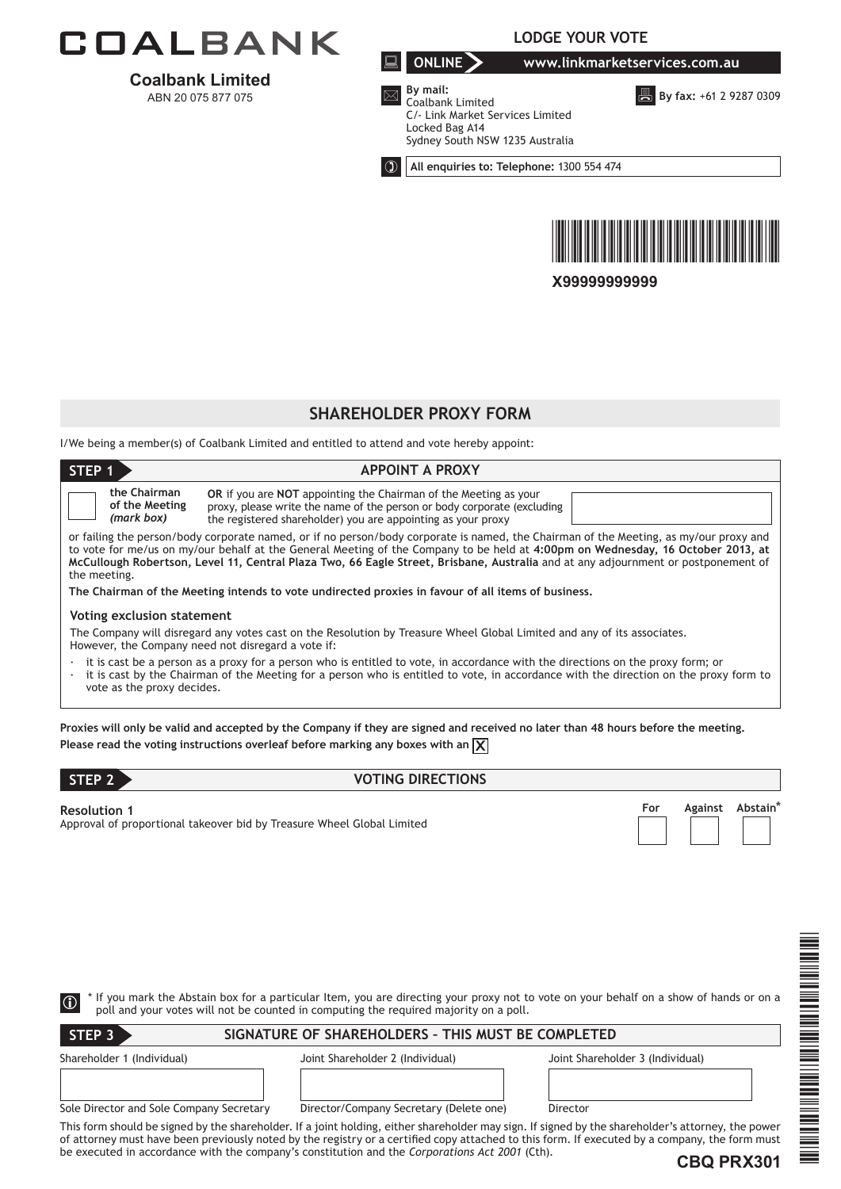# COALBANK

**Coalbank Limited**
ABN 20 075 877 075

**LODGE YOUR VOTE**

**ONLINE** www.linkmarketservices.com.au

**By mail:**
Coalbank Limited
C/- Link Market Services Limited
Locked Bag A14
Sydney South NSW 1235 Australia

**By fax:** +61 2 9287 0309

**All enquiries to: Telephone:** 1300 554 474

X99999999999

## SHAREHOLDER PROXY FORM

I/We being a member(s) of Coalbank Limited and entitled to attend and vote hereby appoint:

### STEP 1 APPOINT A PROXY

**the Chairman of the Meeting** ***(mark box)***

**OR** if you are **NOT** appointing the Chairman of the Meeting as your proxy, please write the name of the person or body corporate (excluding the registered shareholder) you are appointing as your proxy

or failing the person/body corporate named, or if no person/body corporate is named, the Chairman of the Meeting, as my/our proxy and to vote for me/us on my/our behalf at the General Meeting of the Company to be held at **4:00pm on Wednesday, 16 October 2013, at McCullough Robertson, Level 11, Central Plaza Two, 66 Eagle Street, Brisbane, Australia** and at any adjournment or postponement of the meeting.

**The Chairman of the Meeting intends to vote undirected proxies in favour of all items of business.**

#### Voting exclusion statement

The Company will disregard any votes cast on the Resolution by Treasure Wheel Global Limited and any of its associates.
However, the Company need not disregard a vote if:

- it is cast be a person as a proxy for a person who is entitled to vote, in accordance with the directions on the proxy form; or
- it is cast by the Chairman of the Meeting for a person who is entitled to vote, in accordance with the direction on the proxy form to vote as the proxy decides.

**Proxies will only be valid and accepted by the Company if they are signed and received no later than 48 hours before the meeting.**
**Please read the voting instructions overleaf before marking any boxes with an X**

### STEP 2 VOTING DIRECTIONS

| Resolution | For | Against | Abstain* |
|---|---|---|---|
| **Resolution 1** Approval of proportional takeover bid by Treasure Wheel Global Limited | | | |

* If you mark the Abstain box for a particular Item, you are directing your proxy not to vote on your behalf on a show of hands or on a poll and your votes will not be counted in computing the required majority on a poll.

### STEP 3 SIGNATURE OF SHAREHOLDERS – THIS MUST BE COMPLETED

| Shareholder 1 (Individual) | Joint Shareholder 2 (Individual) | Joint Shareholder 3 (Individual) |
|---|---|---|
| | | |
| Sole Director and Sole Company Secretary | Director/Company Secretary (Delete one) | Director |

This form should be signed by the shareholder. If a joint holding, either shareholder may sign. If signed by the shareholder's attorney, the power of attorney must have been previously noted by the registry or a certified copy attached to this form. If executed by a company, the form must be executed in accordance with the company's constitution and the *Corporations Act 2001* (Cth).

**CBQ PRX301**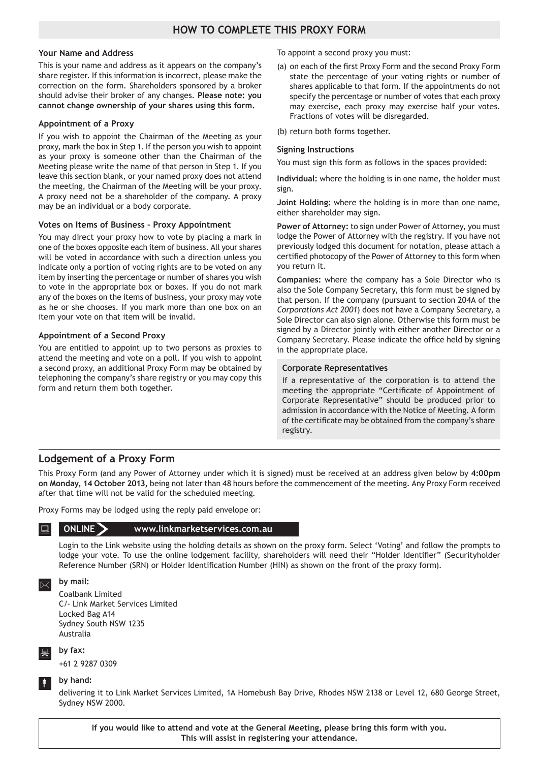# HOW TO COMPLETE THIS PROXY FORM

### Your Name and Address

This is your name and address as it appears on the company's share register. If this information is incorrect, please make the correction on the form. Shareholders sponsored by a broker should advise their broker of any changes. **Please note: you cannot change ownership of your shares using this form.**

### Appointment of a Proxy

If you wish to appoint the Chairman of the Meeting as your proxy, mark the box in Step 1. If the person you wish to appoint as your proxy is someone other than the Chairman of the Meeting please write the name of that person in Step 1. If you leave this section blank, or your named proxy does not attend the meeting, the Chairman of the Meeting will be your proxy. A proxy need not be a shareholder of the company. A proxy may be an individual or a body corporate.

### Votes on Items of Business – Proxy Appointment

You may direct your proxy how to vote by placing a mark in one of the boxes opposite each item of business. All your shares will be voted in accordance with such a direction unless you indicate only a portion of voting rights are to be voted on any item by inserting the percentage or number of shares you wish to vote in the appropriate box or boxes. If you do not mark any of the boxes on the items of business, your proxy may vote as he or she chooses. If you mark more than one box on an item your vote on that item will be invalid.

### Appointment of a Second Proxy

You are entitled to appoint up to two persons as proxies to attend the meeting and vote on a poll. If you wish to appoint a second proxy, an additional Proxy Form may be obtained by telephoning the company's share registry or you may copy this form and return them both together.

To appoint a second proxy you must:

(a) on each of the first Proxy Form and the second Proxy Form state the percentage of your voting rights or number of shares applicable to that form. If the appointments do not specify the percentage or number of votes that each proxy may exercise, each proxy may exercise half your votes. Fractions of votes will be disregarded.

(b) return both forms together.

### Signing Instructions

You must sign this form as follows in the spaces provided:

**Individual:** where the holding is in one name, the holder must sign.

**Joint Holding:** where the holding is in more than one name, either shareholder may sign.

**Power of Attorney:** to sign under Power of Attorney, you must lodge the Power of Attorney with the registry. If you have not previously lodged this document for notation, please attach a certified photocopy of the Power of Attorney to this form when you return it.

**Companies:** where the company has a Sole Director who is also the Sole Company Secretary, this form must be signed by that person. If the company (pursuant to section 204A of the *Corporations Act 2001*) does not have a Company Secretary, a Sole Director can also sign alone. Otherwise this form must be signed by a Director jointly with either another Director or a Company Secretary. Please indicate the office held by signing in the appropriate place.

### Corporate Representatives

If a representative of the corporation is to attend the meeting the appropriate "Certificate of Appointment of Corporate Representative" should be produced prior to admission in accordance with the Notice of Meeting. A form of the certificate may be obtained from the company's share registry.

## Lodgement of a Proxy Form

This Proxy Form (and any Power of Attorney under which it is signed) must be received at an address given below by **4:00pm on Monday, 14 October 2013,** being not later than 48 hours before the commencement of the meeting. Any Proxy Form received after that time will not be valid for the scheduled meeting.

Proxy Forms may be lodged using the reply paid envelope or:

**ONLINE** **www.linkmarketservices.com.au**

Login to the Link website using the holding details as shown on the proxy form. Select 'Voting' and follow the prompts to lodge your vote. To use the online lodgement facility, shareholders will need their "Holder Identifier" (Securityholder Reference Number (SRN) or Holder Identification Number (HIN) as shown on the front of the proxy form).

**by mail:**

Coalbank Limited
C/- Link Market Services Limited
Locked Bag A14
Sydney South NSW 1235
Australia

**by fax:**

+61 2 9287 0309

**by hand:**

delivering it to Link Market Services Limited, 1A Homebush Bay Drive, Rhodes NSW 2138 or Level 12, 680 George Street, Sydney NSW 2000.

**If you would like to attend and vote at the General Meeting, please bring this form with you. This will assist in registering your attendance.**